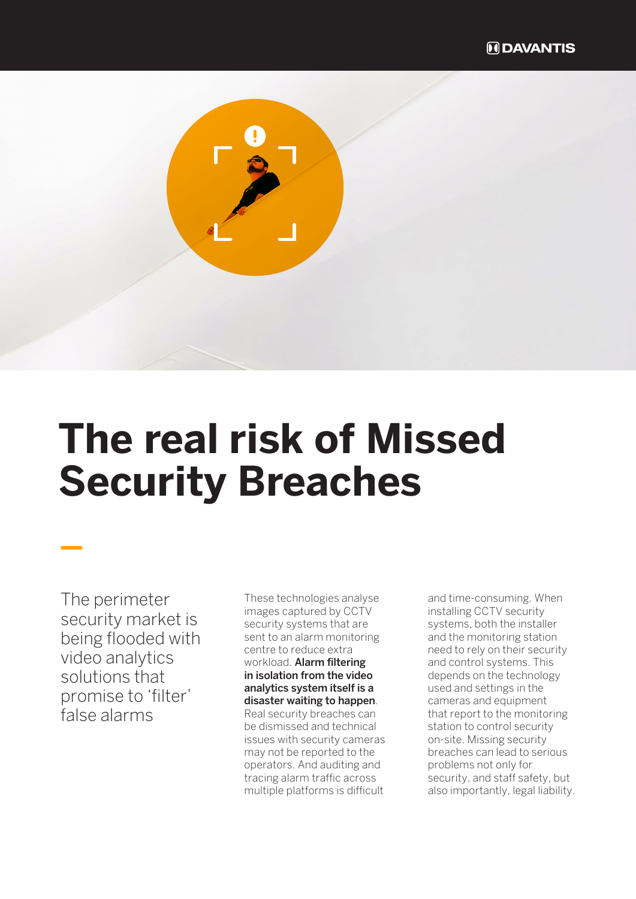# The real risk of Missed Security Breaches

The perimeter security market is being flooded with video analytics solutions that promise to 'filter' false alarms

These technologies analyse images captured by CCTV security systems that are sent to an alarm monitoring centre to reduce extra workload. **Alarm filtering in isolation from the video analytics system itself is a disaster waiting to happen**. Real security breaches can be dismissed and technical issues with security cameras may not be reported to the operators. And auditing and tracing alarm traffic across multiple platforms is difficult and time-consuming. When installing CCTV security systems, both the installer and the monitoring station need to rely on their security and control systems. This depends on the technology used and settings in the cameras and equipment that report to the monitoring station to control security on-site. Missing security breaches can lead to serious problems not only for security, and staff safety, but also importantly, legal liability.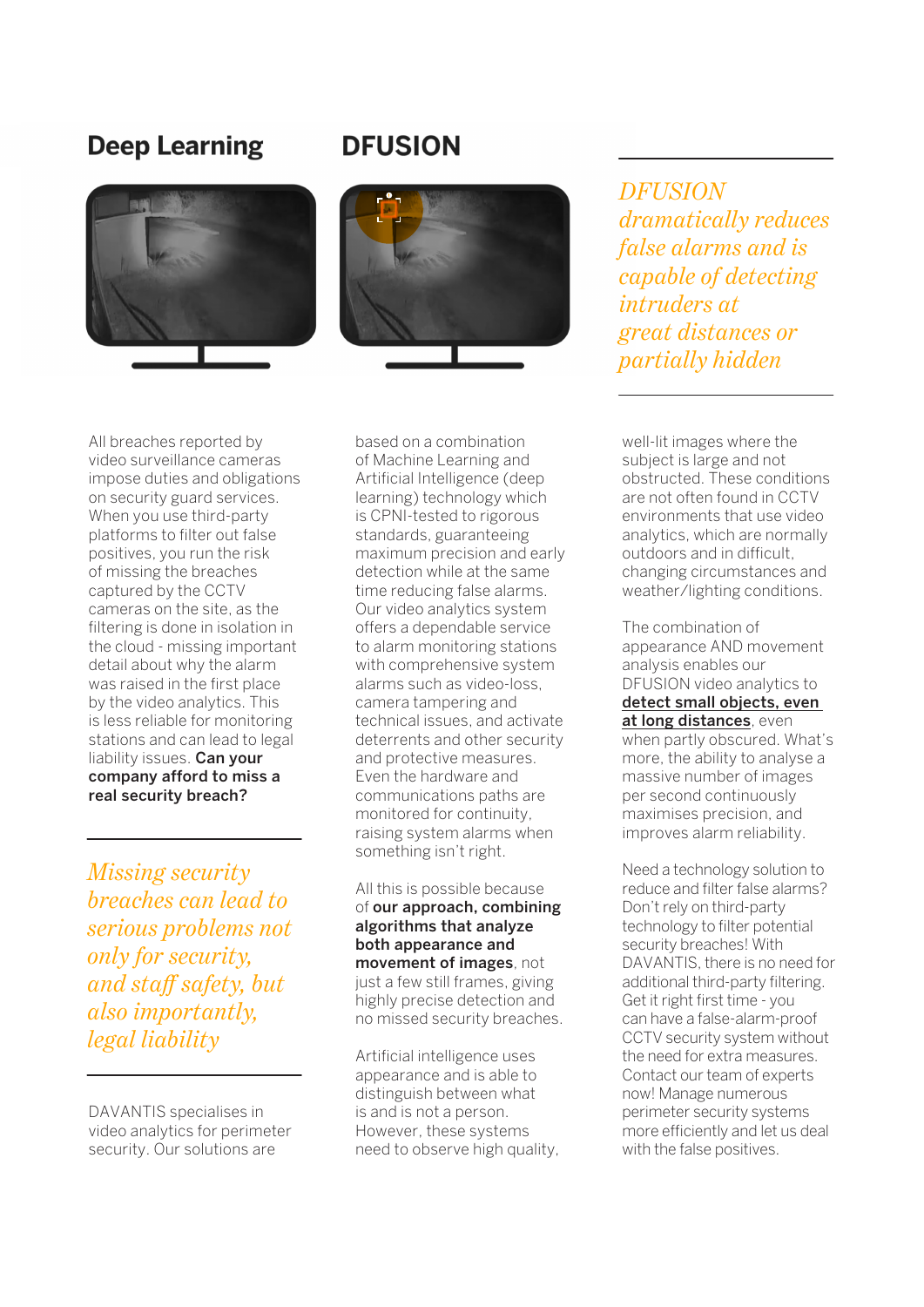## Deep Learning

## DFUSION

*DFUSION dramatically reduces false alarms and is capable of detecting intruders at great distances or partially hidden*

All breaches reported by video surveillance cameras impose duties and obligations on security guard services. When you use third-party platforms to filter out false positives, you run the risk of missing the breaches captured by the CCTV cameras on the site, as the filtering is done in isolation in the cloud - missing important detail about why the alarm was raised in the first place by the video analytics. This is less reliable for monitoring stations and can lead to legal liability issues. **Can your company afford to miss a real security breach?**

*Missing security breaches can lead to serious problems not only for security, but also staff safety, but also importantly, legal liability*

DAVANTIS specialises in video analytics for perimeter security. Our solutions are based on a combination of Machine Learning and Artificial Intelligence (deep learning) technology which is CPNI-tested to rigorous standards, guaranteeing maximum precision and early detection while at the same time reducing false alarms. Our video analytics system offers a dependable service to alarm monitoring stations with comprehensive system alarms such as video-loss, camera tampering and technical issues, and activate deterrents and other security and protective measures. Even the hardware and communications paths are monitored for continuity, raising system alarms when something isn't right.

All this is possible because of **our approach, combining algorithms that analyze both appearance and movement of images**, not just a few still frames, giving highly precise detection and no missed security breaches.

Artificial intelligence uses appearance and is able to distinguish between what is and is not a person. However, these systems need to observe high quality, well-lit images where the subject is large and not obstructed. These conditions are not often found in CCTV environments that use video analytics, which are normally outdoors and in difficult, changing circumstances and weather/lighting conditions.

The combination of appearance AND movement analysis enables our DFUSION video analytics to **detect small objects, even at long distances**, even when partly obscured. What's more, the ability to analyse a massive number of images per second continuously maximises precision, and improves alarm reliability.

Need a technology solution to reduce and filter false alarms? Don't rely on third-party technology to filter potential security breaches! With DAVANTIS, there is no need for additional third-party filtering. Get it right first time - you can have a false-alarm-proof CCTV security system without the need for extra measures. Contact our team of experts now! Manage numerous perimeter security systems more efficiently and let us deal with the false positives.